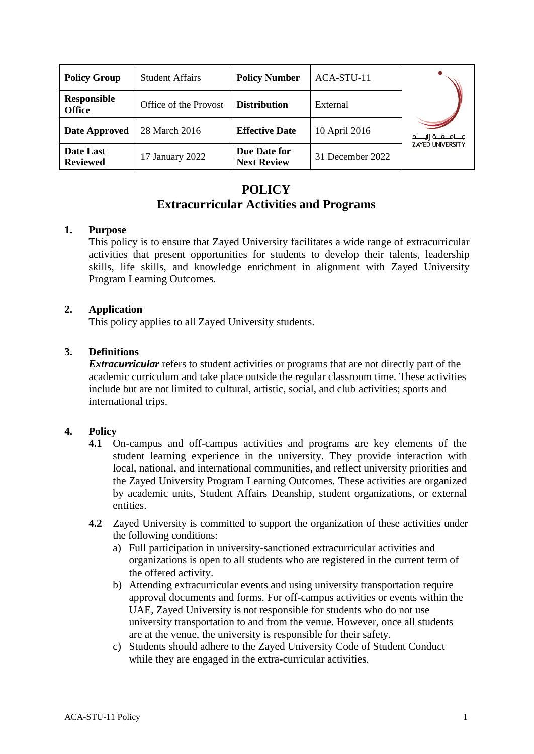| Policy Group | Student Affairs | Policy Number | ACA-STU-11 | جـــامـعـــة زايـــد ZAYED UNIVERSITY |
|---|---|---|---|---|
| Responsible Office | Office of the Provost | Distribution | External | |
| Date Approved | 28 March 2016 | Effective Date | 10 April 2016 | |
| Date Last Reviewed | 17 January 2022 | Due Date for Next Review | 31 December 2022 | |

# POLICY
# Extracurricular Activities and Programs

## 1. Purpose

This policy is to ensure that Zayed University facilitates a wide range of extracurricular activities that present opportunities for students to develop their talents, leadership skills, life skills, and knowledge enrichment in alignment with Zayed University Program Learning Outcomes.

## 2. Application

This policy applies to all Zayed University students.

## 3. Definitions

***Extracurricular*** refers to student activities or programs that are not directly part of the academic curriculum and take place outside the regular classroom time. These activities include but are not limited to cultural, artistic, social, and club activities; sports and international trips.

## 4. Policy

**4.1** On-campus and off-campus activities and programs are key elements of the student learning experience in the university. They provide interaction with local, national, and international communities, and reflect university priorities and the Zayed University Program Learning Outcomes. These activities are organized by academic units, Student Affairs Deanship, student organizations, or external entities.

**4.2** Zayed University is committed to support the organization of these activities under the following conditions:

a) Full participation in university-sanctioned extracurricular activities and organizations is open to all students who are registered in the current term of the offered activity.

b) Attending extracurricular events and using university transportation require approval documents and forms. For off-campus activities or events within the UAE, Zayed University is not responsible for students who do not use university transportation to and from the venue. However, once all students are at the venue, the university is responsible for their safety.

c) Students should adhere to the Zayed University Code of Student Conduct while they are engaged in the extra-curricular activities.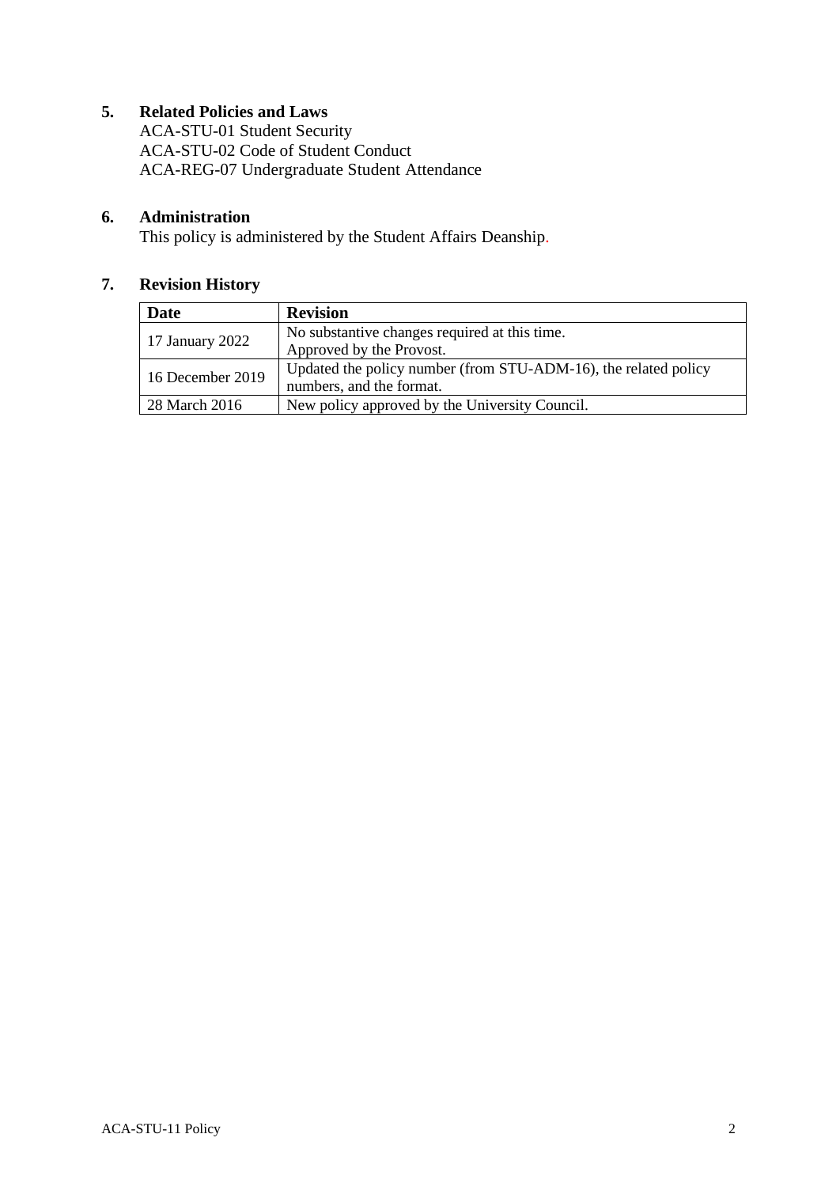## 5. Related Policies and Laws

ACA-STU-01 Student Security
ACA-STU-02 Code of Student Conduct
ACA-REG-07 Undergraduate Student Attendance

## 6. Administration

This policy is administered by the Student Affairs Deanship.

## 7. Revision History

| Date | Revision |
|---|---|
| 17 January 2022 | No substantive changes required at this time. Approved by the Provost. |
| 16 December 2019 | Updated the policy number (from STU-ADM-16), the related policy numbers, and the format. |
| 28 March 2016 | New policy approved by the University Council. |